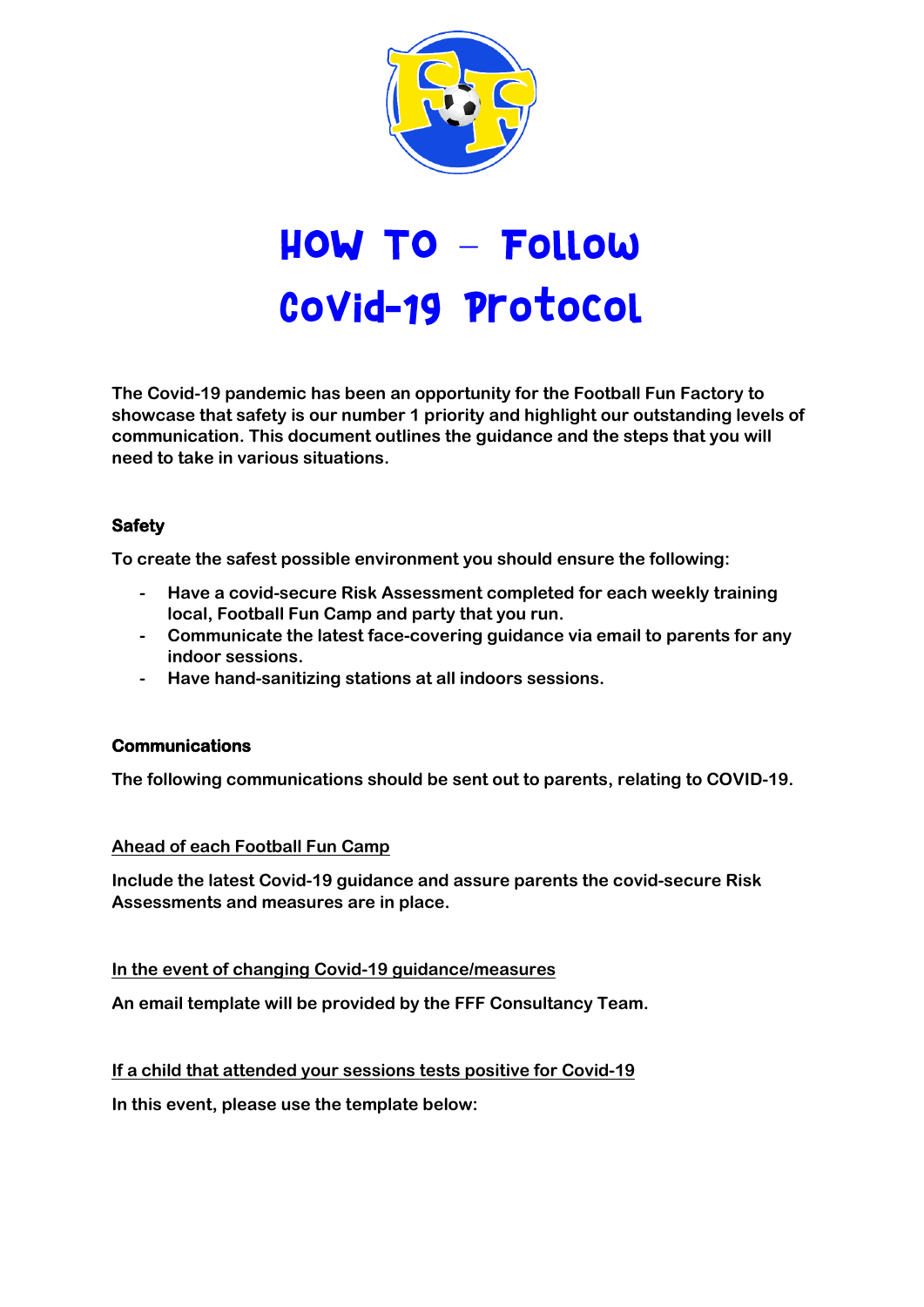# How To – Follow Covid-19 Protocol

**The Covid-19 pandemic has been an opportunity for the Football Fun Factory to showcase that safety is our number 1 priority and highlight our outstanding levels of communication. This document outlines the guidance and the steps that you will need to take in various situations.**

### Safety

**To create the safest possible environment you should ensure the following:**

- **Have a covid-secure Risk Assessment completed for each weekly training local, Football Fun Camp and party that you run.**
- **Communicate the latest face-covering guidance via email to parents for any indoor sessions.**
- **Have hand-sanitizing stations at all indoors sessions.**

### Communications

**The following communications should be sent out to parents, relating to COVID-19.**

#### Ahead of each Football Fun Camp

**Include the latest Covid-19 guidance and assure parents the covid-secure Risk Assessments and measures are in place.**

#### In the event of changing Covid-19 guidance/measures

**An email template will be provided by the FFF Consultancy Team.**

#### If a child that attended your sessions tests positive for Covid-19

**In this event, please use the template below:**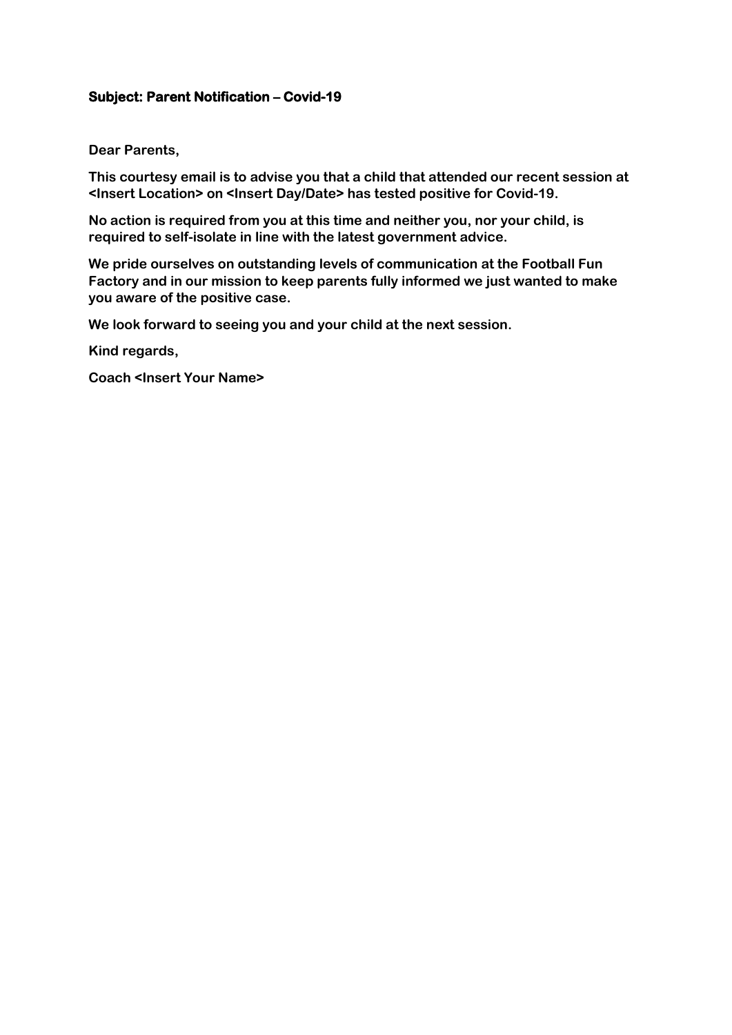**Subject: Parent Notification – Covid-19**

**Dear Parents,**

**This courtesy email is to advise you that a child that attended our recent session at <Insert Location> on <Insert Day/Date> has tested positive for Covid-19.**

**No action is required from you at this time and neither you, nor your child, is required to self-isolate in line with the latest government advice.**

**We pride ourselves on outstanding levels of communication at the Football Fun Factory and in our mission to keep parents fully informed we just wanted to make you aware of the positive case.**

**We look forward to seeing you and your child at the next session.**

**Kind regards,**

**Coach <Insert Your Name>**